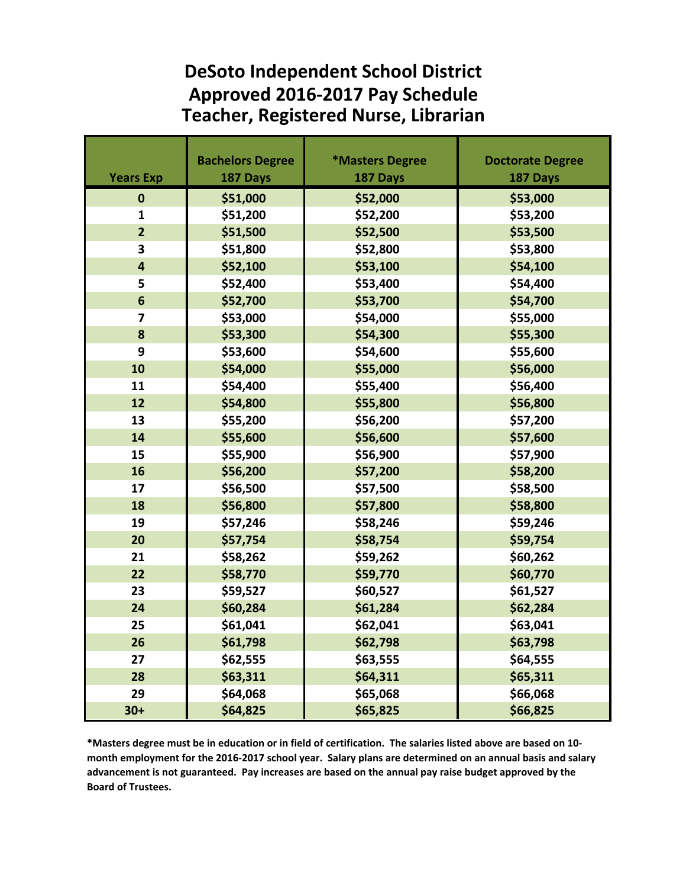# DeSoto Independent School District
# Approved 2016-2017 Pay Schedule
# Teacher, Registered Nurse, Librarian

| Years Exp | Bachelors Degree 187 Days | *Masters Degree 187 Days | Doctorate Degree 187 Days |
|---|---|---|---|
| 0 | $51,000 | $52,000 | $53,000 |
| 1 | $51,200 | $52,200 | $53,200 |
| 2 | $51,500 | $52,500 | $53,500 |
| 3 | $51,800 | $52,800 | $53,800 |
| 4 | $52,100 | $53,100 | $54,100 |
| 5 | $52,400 | $53,400 | $54,400 |
| 6 | $52,700 | $53,700 | $54,700 |
| 7 | $53,000 | $54,000 | $55,000 |
| 8 | $53,300 | $54,300 | $55,300 |
| 9 | $53,600 | $54,600 | $55,600 |
| 10 | $54,000 | $55,000 | $56,000 |
| 11 | $54,400 | $55,400 | $56,400 |
| 12 | $54,800 | $55,800 | $56,800 |
| 13 | $55,200 | $56,200 | $57,200 |
| 14 | $55,600 | $56,600 | $57,600 |
| 15 | $55,900 | $56,900 | $57,900 |
| 16 | $56,200 | $57,200 | $58,200 |
| 17 | $56,500 | $57,500 | $58,500 |
| 18 | $56,800 | $57,800 | $58,800 |
| 19 | $57,246 | $58,246 | $59,246 |
| 20 | $57,754 | $58,754 | $59,754 |
| 21 | $58,262 | $59,262 | $60,262 |
| 22 | $58,770 | $59,770 | $60,770 |
| 23 | $59,527 | $60,527 | $61,527 |
| 24 | $60,284 | $61,284 | $62,284 |
| 25 | $61,041 | $62,041 | $63,041 |
| 26 | $61,798 | $62,798 | $63,798 |
| 27 | $62,555 | $63,555 | $64,555 |
| 28 | $63,311 | $64,311 | $65,311 |
| 29 | $64,068 | $65,068 | $66,068 |
| 30+ | $64,825 | $65,825 | $66,825 |

**\*Masters degree must be in education or in field of certification. The salaries listed above are based on 10-month employment for the 2016-2017 school year. Salary plans are determined on an annual basis and salary advancement is not guaranteed. Pay increases are based on the annual pay raise budget approved by the Board of Trustees.**